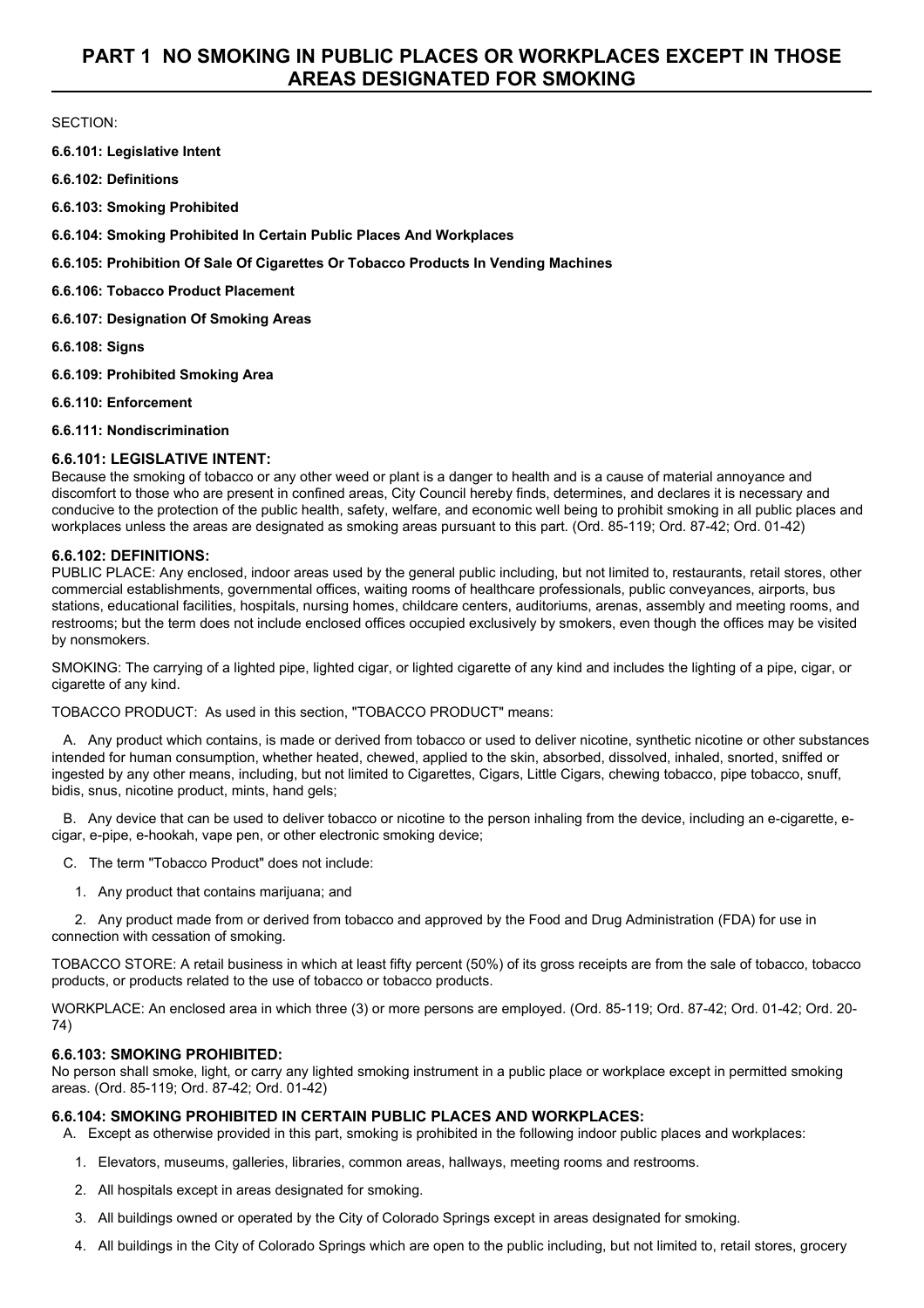# PART 1 NO SMOKING IN PUBLIC PLACES OR WORKPLACES EXCEPT IN THOSE AREAS DESIGNATED FOR SMOKING

SECTION:

**6.6.101: Legislative Intent**

**6.6.102: Definitions**

**6.6.103: Smoking Prohibited**

**6.6.104: Smoking Prohibited In Certain Public Places And Workplaces**

**6.6.105: Prohibition Of Sale Of Cigarettes Or Tobacco Products In Vending Machines**

**6.6.106: Tobacco Product Placement**

**6.6.107: Designation Of Smoking Areas**

**6.6.108: Signs**

**6.6.109: Prohibited Smoking Area**

**6.6.110: Enforcement**

**6.6.111: Nondiscrimination**

### 6.6.101: LEGISLATIVE INTENT:

Because the smoking of tobacco or any other weed or plant is a danger to health and is a cause of material annoyance and discomfort to those who are present in confined areas, City Council hereby finds, determines, and declares it is necessary and conducive to the protection of the public health, safety, welfare, and economic well being to prohibit smoking in all public places and workplaces unless the areas are designated as smoking areas pursuant to this part. (Ord. 85-119; Ord. 87-42; Ord. 01-42)

### 6.6.102: DEFINITIONS:

PUBLIC PLACE: Any enclosed, indoor areas used by the general public including, but not limited to, restaurants, retail stores, other commercial establishments, governmental offices, waiting rooms of healthcare professionals, public conveyances, airports, bus stations, educational facilities, hospitals, nursing homes, childcare centers, auditoriums, arenas, assembly and meeting rooms, and restrooms; but the term does not include enclosed offices occupied exclusively by smokers, even though the offices may be visited by nonsmokers.

SMOKING: The carrying of a lighted pipe, lighted cigar, or lighted cigarette of any kind and includes the lighting of a pipe, cigar, or cigarette of any kind.

TOBACCO PRODUCT: As used in this section, "TOBACCO PRODUCT" means:

A. Any product which contains, is made or derived from tobacco or used to deliver nicotine, synthetic nicotine or other substances intended for human consumption, whether heated, chewed, applied to the skin, absorbed, dissolved, inhaled, snorted, sniffed or ingested by any other means, including, but not limited to Cigarettes, Cigars, Little Cigars, chewing tobacco, pipe tobacco, snuff, bidis, snus, nicotine product, mints, hand gels;

B. Any device that can be used to deliver tobacco or nicotine to the person inhaling from the device, including an e-cigarette, e-cigar, e-pipe, e-hookah, vape pen, or other electronic smoking device;

C. The term "Tobacco Product" does not include:

1. Any product that contains marijuana; and

2. Any product made from or derived from tobacco and approved by the Food and Drug Administration (FDA) for use in connection with cessation of smoking.

TOBACCO STORE: A retail business in which at least fifty percent (50%) of its gross receipts are from the sale of tobacco, tobacco products, or products related to the use of tobacco or tobacco products.

WORKPLACE: An enclosed area in which three (3) or more persons are employed. (Ord. 85-119; Ord. 87-42; Ord. 01-42; Ord. 20-74)

### 6.6.103: SMOKING PROHIBITED:

No person shall smoke, light, or carry any lighted smoking instrument in a public place or workplace except in permitted smoking areas. (Ord. 85-119; Ord. 87-42; Ord. 01-42)

### 6.6.104: SMOKING PROHIBITED IN CERTAIN PUBLIC PLACES AND WORKPLACES:

A. Except as otherwise provided in this part, smoking is prohibited in the following indoor public places and workplaces:

1. Elevators, museums, galleries, libraries, common areas, hallways, meeting rooms and restrooms.

2. All hospitals except in areas designated for smoking.

3. All buildings owned or operated by the City of Colorado Springs except in areas designated for smoking.

4. All buildings in the City of Colorado Springs which are open to the public including, but not limited to, retail stores, grocery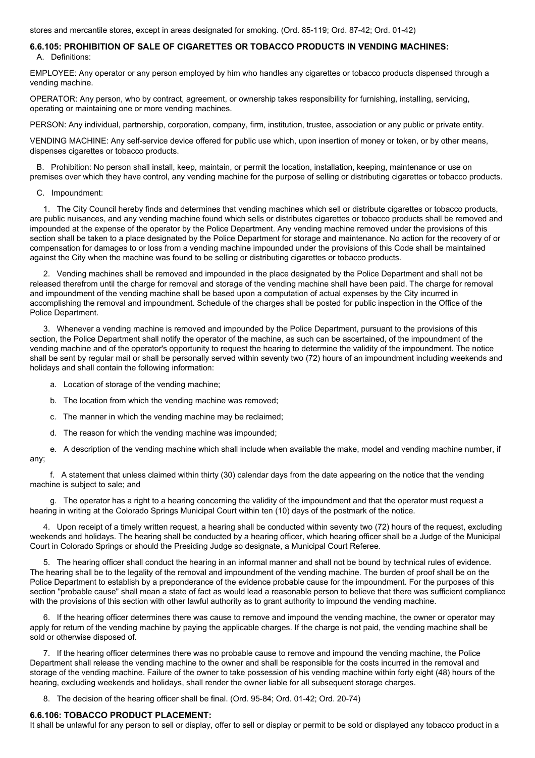stores and mercantile stores, except in areas designated for smoking. (Ord. 85-119; Ord. 87-42; Ord. 01-42)

### 6.6.105: PROHIBITION OF SALE OF CIGARETTES OR TOBACCO PRODUCTS IN VENDING MACHINES:

A. Definitions:

EMPLOYEE: Any operator or any person employed by him who handles any cigarettes or tobacco products dispensed through a vending machine.

OPERATOR: Any person, who by contract, agreement, or ownership takes responsibility for furnishing, installing, servicing, operating or maintaining one or more vending machines.

PERSON: Any individual, partnership, corporation, company, firm, institution, trustee, association or any public or private entity.

VENDING MACHINE: Any self-service device offered for public use which, upon insertion of money or token, or by other means, dispenses cigarettes or tobacco products.

B. Prohibition: No person shall install, keep, maintain, or permit the location, installation, keeping, maintenance or use on premises over which they have control, any vending machine for the purpose of selling or distributing cigarettes or tobacco products.

C. Impoundment:

1. The City Council hereby finds and determines that vending machines which sell or distribute cigarettes or tobacco products, are public nuisances, and any vending machine found which sells or distributes cigarettes or tobacco products shall be removed and impounded at the expense of the operator by the Police Department. Any vending machine removed under the provisions of this section shall be taken to a place designated by the Police Department for storage and maintenance. No action for the recovery of or compensation for damages to or loss from a vending machine impounded under the provisions of this Code shall be maintained against the City when the machine was found to be selling or distributing cigarettes or tobacco products.

2. Vending machines shall be removed and impounded in the place designated by the Police Department and shall not be released therefrom until the charge for removal and storage of the vending machine shall have been paid. The charge for removal and impoundment of the vending machine shall be based upon a computation of actual expenses by the City incurred in accomplishing the removal and impoundment. Schedule of the charges shall be posted for public inspection in the Office of the Police Department.

3. Whenever a vending machine is removed and impounded by the Police Department, pursuant to the provisions of this section, the Police Department shall notify the operator of the machine, as such can be ascertained, of the impoundment of the vending machine and of the operator's opportunity to request the hearing to determine the validity of the impoundment. The notice shall be sent by regular mail or shall be personally served within seventy two (72) hours of an impoundment including weekends and holidays and shall contain the following information:

a. Location of storage of the vending machine;

b. The location from which the vending machine was removed;

c. The manner in which the vending machine may be reclaimed;

d. The reason for which the vending machine was impounded;

e. A description of the vending machine which shall include when available the make, model and vending machine number, if any;

f. A statement that unless claimed within thirty (30) calendar days from the date appearing on the notice that the vending machine is subject to sale; and

g. The operator has a right to a hearing concerning the validity of the impoundment and that the operator must request a hearing in writing at the Colorado Springs Municipal Court within ten (10) days of the postmark of the notice.

4. Upon receipt of a timely written request, a hearing shall be conducted within seventy two (72) hours of the request, excluding weekends and holidays. The hearing shall be conducted by a hearing officer, which hearing officer shall be a Judge of the Municipal Court in Colorado Springs or should the Presiding Judge so designate, a Municipal Court Referee.

5. The hearing officer shall conduct the hearing in an informal manner and shall not be bound by technical rules of evidence. The hearing shall be to the legality of the removal and impoundment of the vending machine. The burden of proof shall be on the Police Department to establish by a preponderance of the evidence probable cause for the impoundment. For the purposes of this section "probable cause" shall mean a state of fact as would lead a reasonable person to believe that there was sufficient compliance with the provisions of this section with other lawful authority as to grant authority to impound the vending machine.

6. If the hearing officer determines there was cause to remove and impound the vending machine, the owner or operator may apply for return of the vending machine by paying the applicable charges. If the charge is not paid, the vending machine shall be sold or otherwise disposed of.

7. If the hearing officer determines there was no probable cause to remove and impound the vending machine, the Police Department shall release the vending machine to the owner and shall be responsible for the costs incurred in the removal and storage of the vending machine. Failure of the owner to take possession of his vending machine within forty eight (48) hours of the hearing, excluding weekends and holidays, shall render the owner liable for all subsequent storage charges.

8. The decision of the hearing officer shall be final. (Ord. 95-84; Ord. 01-42; Ord. 20-74)

### 6.6.106: TOBACCO PRODUCT PLACEMENT:

It shall be unlawful for any person to sell or display, offer to sell or display or permit to be sold or displayed any tobacco product in a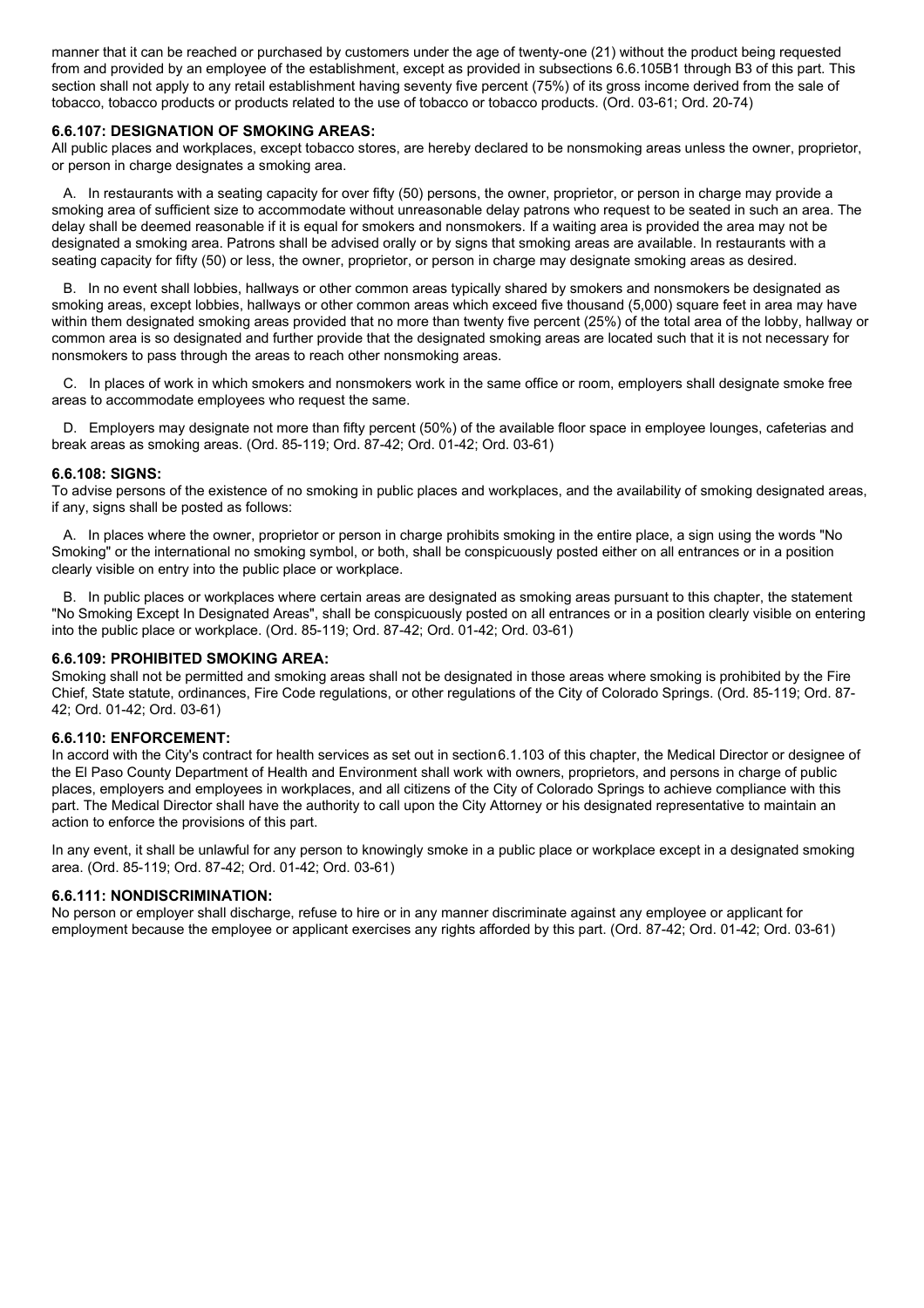manner that it can be reached or purchased by customers under the age of twenty-one (21) without the product being requested from and provided by an employee of the establishment, except as provided in subsections 6.6.105B1 through B3 of this part. This section shall not apply to any retail establishment having seventy five percent (75%) of its gross income derived from the sale of tobacco, tobacco products or products related to the use of tobacco or tobacco products. (Ord. 03-61; Ord. 20-74)

### 6.6.107: DESIGNATION OF SMOKING AREAS:

All public places and workplaces, except tobacco stores, are hereby declared to be nonsmoking areas unless the owner, proprietor, or person in charge designates a smoking area.

A. In restaurants with a seating capacity for over fifty (50) persons, the owner, proprietor, or person in charge may provide a smoking area of sufficient size to accommodate without unreasonable delay patrons who request to be seated in such an area. The delay shall be deemed reasonable if it is equal for smokers and nonsmokers. If a waiting area is provided the area may not be designated a smoking area. Patrons shall be advised orally or by signs that smoking areas are available. In restaurants with a seating capacity for fifty (50) or less, the owner, proprietor, or person in charge may designate smoking areas as desired.

B. In no event shall lobbies, hallways or other common areas typically shared by smokers and nonsmokers be designated as smoking areas, except lobbies, hallways or other common areas which exceed five thousand (5,000) square feet in area may have within them designated smoking areas provided that no more than twenty five percent (25%) of the total area of the lobby, hallway or common area is so designated and further provide that the designated smoking areas are located such that it is not necessary for nonsmokers to pass through the areas to reach other nonsmoking areas.

C. In places of work in which smokers and nonsmokers work in the same office or room, employers shall designate smoke free areas to accommodate employees who request the same.

D. Employers may designate not more than fifty percent (50%) of the available floor space in employee lounges, cafeterias and break areas as smoking areas. (Ord. 85-119; Ord. 87-42; Ord. 01-42; Ord. 03-61)

### 6.6.108: SIGNS:

To advise persons of the existence of no smoking in public places and workplaces, and the availability of smoking designated areas, if any, signs shall be posted as follows:

A. In places where the owner, proprietor or person in charge prohibits smoking in the entire place, a sign using the words "No Smoking" or the international no smoking symbol, or both, shall be conspicuously posted either on all entrances or in a position clearly visible on entry into the public place or workplace.

B. In public places or workplaces where certain areas are designated as smoking areas pursuant to this chapter, the statement "No Smoking Except In Designated Areas", shall be conspicuously posted on all entrances or in a position clearly visible on entering into the public place or workplace. (Ord. 85-119; Ord. 87-42; Ord. 01-42; Ord. 03-61)

### 6.6.109: PROHIBITED SMOKING AREA:

Smoking shall not be permitted and smoking areas shall not be designated in those areas where smoking is prohibited by the Fire Chief, State statute, ordinances, Fire Code regulations, or other regulations of the City of Colorado Springs. (Ord. 85-119; Ord. 87-42; Ord. 01-42; Ord. 03-61)

### 6.6.110: ENFORCEMENT:

In accord with the City's contract for health services as set out in section 6.1.103 of this chapter, the Medical Director or designee of the El Paso County Department of Health and Environment shall work with owners, proprietors, and persons in charge of public places, employers and employees in workplaces, and all citizens of the City of Colorado Springs to achieve compliance with this part. The Medical Director shall have the authority to call upon the City Attorney or his designated representative to maintain an action to enforce the provisions of this part.

In any event, it shall be unlawful for any person to knowingly smoke in a public place or workplace except in a designated smoking area. (Ord. 85-119; Ord. 87-42; Ord. 01-42; Ord. 03-61)

### 6.6.111: NONDISCRIMINATION:

No person or employer shall discharge, refuse to hire or in any manner discriminate against any employee or applicant for employment because the employee or applicant exercises any rights afforded by this part. (Ord. 87-42; Ord. 01-42; Ord. 03-61)